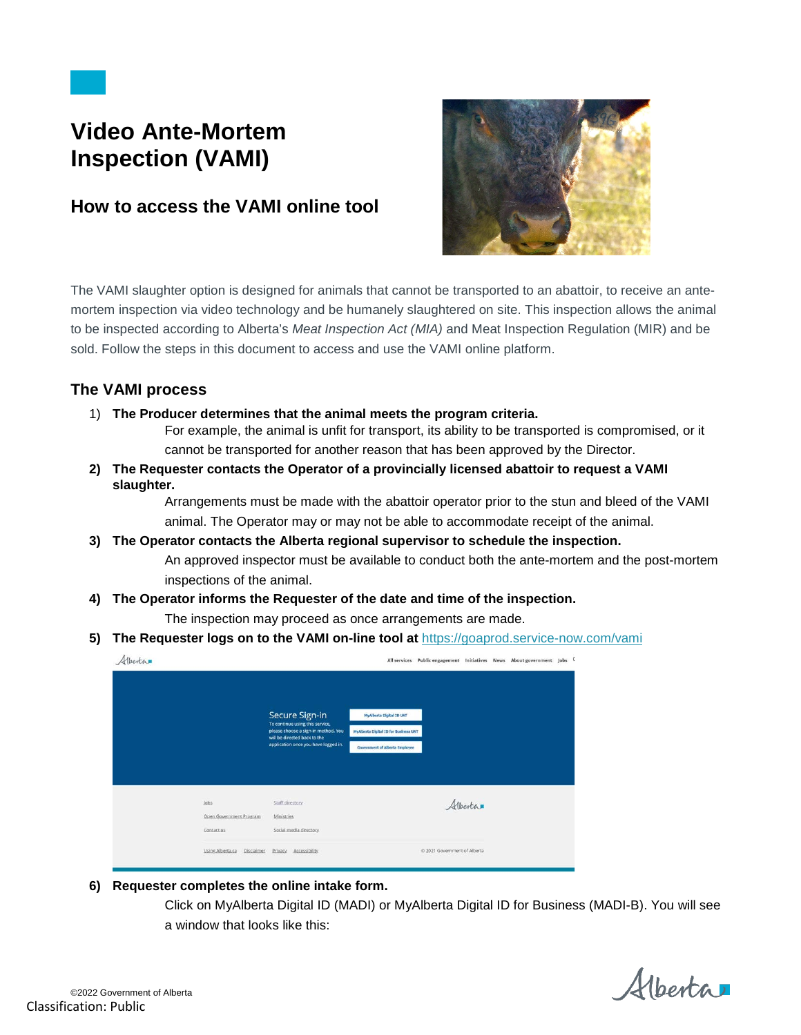# Video Ante-Mortem Inspection (VAMI)

## How to access the VAMI online tool

The VAMI slaughter option is designed for animals that cannot be transported to an abattoir, to receive an ante-mortem inspection via video technology and be humanely slaughtered on site. This inspection allows the animal to be inspected according to Alberta's *Meat Inspection Act (MIA)* and Meat Inspection Regulation (MIR) and be sold. Follow the steps in this document to access and use the VAMI online platform.

### The VAMI process

1) **The Producer determines that the animal meets the program criteria.**

   For example, the animal is unfit for transport, its ability to be transported is compromised, or it cannot be transported for another reason that has been approved by the Director.

2) **The Requester contacts the Operator of a provincially licensed abattoir to request a VAMI slaughter.**

   Arrangements must be made with the abattoir operator prior to the stun and bleed of the VAMI animal. The Operator may or may not be able to accommodate receipt of the animal.

3) **The Operator contacts the Alberta regional supervisor to schedule the inspection.**

   An approved inspector must be available to conduct both the ante-mortem and the post-mortem inspections of the animal.

4) **The Operator informs the Requester of the date and time of the inspection.**

   The inspection may proceed as once arrangements are made.

5) **The Requester logs on to the VAMI on-line tool at** https://goaprod.service-now.com/vami

6) **Requester completes the online intake form.**

   Click on MyAlberta Digital ID (MADI) or MyAlberta Digital ID for Business (MADI-B). You will see a window that looks like this:

Classification: Public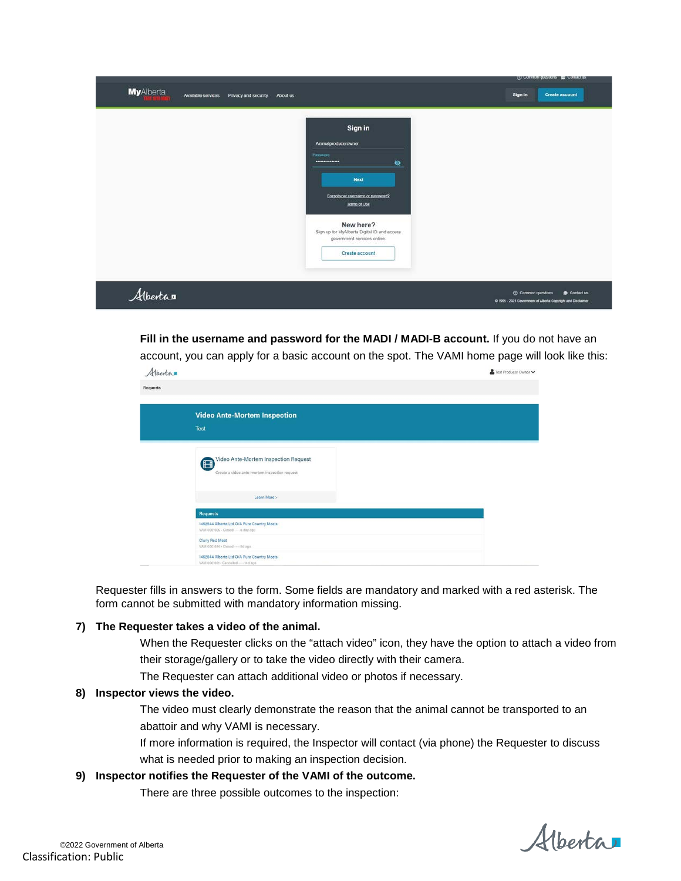**Fill in the username and password for the MADI / MADI-B account.** If you do not have an account, you can apply for a basic account on the spot. The VAMI home page will look like this:

Requester fills in answers to the form. Some fields are mandatory and marked with a red asterisk. The form cannot be submitted with mandatory information missing.

7) **The Requester takes a video of the animal.**

   When the Requester clicks on the "attach video" icon, they have the option to attach a video from their storage/gallery or to take the video directly with their camera.

   The Requester can attach additional video or photos if necessary.

8) **Inspector views the video.**

   The video must clearly demonstrate the reason that the animal cannot be transported to an abattoir and why VAMI is necessary.

   If more information is required, the Inspector will contact (via phone) the Requester to discuss what is needed prior to making an inspection decision.

9) **Inspector notifies the Requester of the VAMI of the outcome.**

   There are three possible outcomes to the inspection: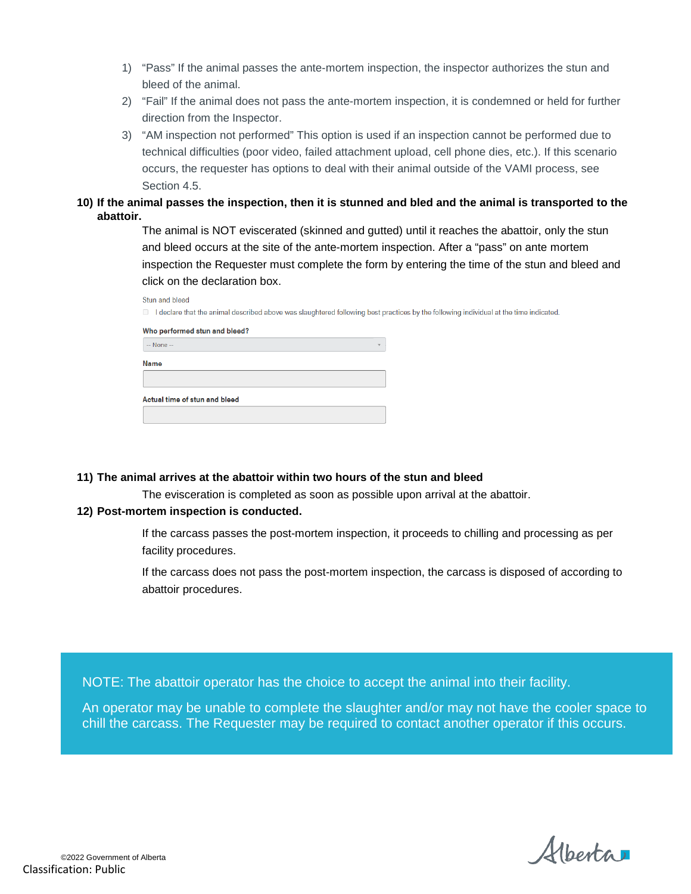1) "Pass" If the animal passes the ante-mortem inspection, the inspector authorizes the stun and bleed of the animal.
2) "Fail" If the animal does not pass the ante-mortem inspection, it is condemned or held for further direction from the Inspector.
3) "AM inspection not performed" This option is used if an inspection cannot be performed due to technical difficulties (poor video, failed attachment upload, cell phone dies, etc.). If this scenario occurs, the requester has options to deal with their animal outside of the VAMI process, see Section 4.5.

**10) If the animal passes the inspection, then it is stunned and bled and the animal is transported to the abattoir.**

The animal is NOT eviscerated (skinned and gutted) until it reaches the abattoir, only the stun and bleed occurs at the site of the ante-mortem inspection. After a "pass" on ante mortem inspection the Requester must complete the form by entering the time of the stun and bleed and click on the declaration box.

Stun and bleed

☐ I declare that the animal described above was slaughtered following best practices by the following individual at the time indicated.

**Who performed stun and bleed?**

-- None --

**Name**

**Actual time of stun and bleed**

**11) The animal arrives at the abattoir within two hours of the stun and bleed**

The evisceration is completed as soon as possible upon arrival at the abattoir.

**12) Post-mortem inspection is conducted.**

If the carcass passes the post-mortem inspection, it proceeds to chilling and processing as per facility procedures.

If the carcass does not pass the post-mortem inspection, the carcass is disposed of according to abattoir procedures.

> NOTE: The abattoir operator has the choice to accept the animal into their facility.
>
> An operator may be unable to complete the slaughter and/or may not have the cooler space to chill the carcass. The Requester may be required to contact another operator if this occurs.